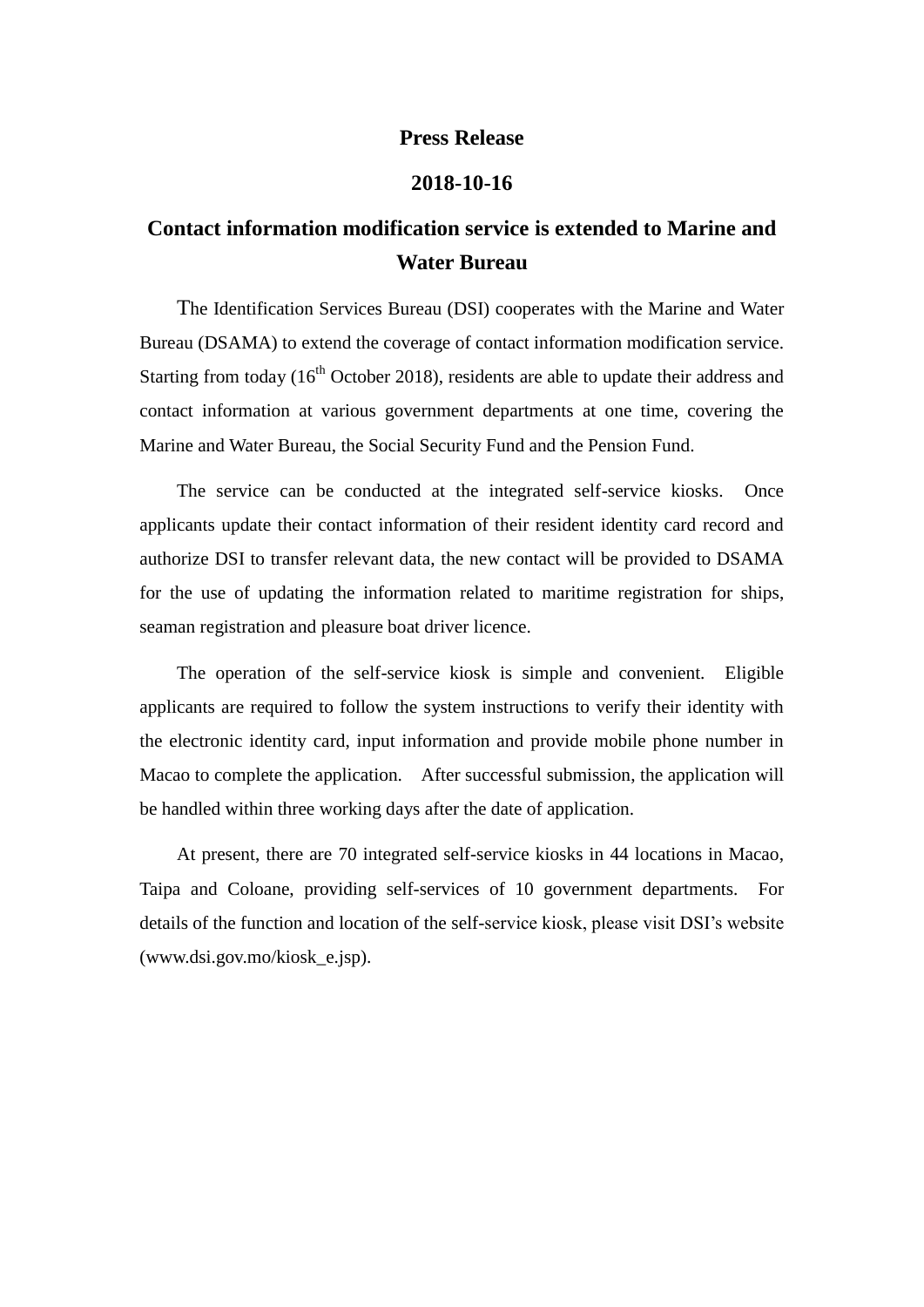**Press Release**

**2018-10-16**

# Contact information modification service is extended to Marine and Water Bureau

The Identification Services Bureau (DSI) cooperates with the Marine and Water Bureau (DSAMA) to extend the coverage of contact information modification service. Starting from today (16th October 2018), residents are able to update their address and contact information at various government departments at one time, covering the Marine and Water Bureau, the Social Security Fund and the Pension Fund.

The service can be conducted at the integrated self-service kiosks. Once applicants update their contact information of their resident identity card record and authorize DSI to transfer relevant data, the new contact will be provided to DSAMA for the use of updating the information related to maritime registration for ships, seaman registration and pleasure boat driver licence.

The operation of the self-service kiosk is simple and convenient. Eligible applicants are required to follow the system instructions to verify their identity with the electronic identity card, input information and provide mobile phone number in Macao to complete the application. After successful submission, the application will be handled within three working days after the date of application.

At present, there are 70 integrated self-service kiosks in 44 locations in Macao, Taipa and Coloane, providing self-services of 10 government departments. For details of the function and location of the self-service kiosk, please visit DSI's website (www.dsi.gov.mo/kiosk_e.jsp).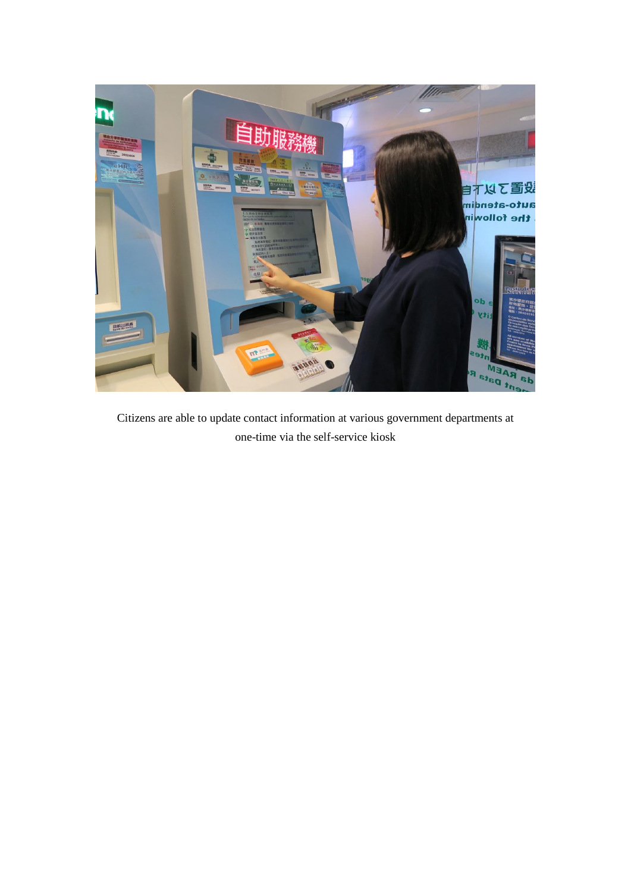Citizens are able to update contact information at various government departments at one-time via the self-service kiosk